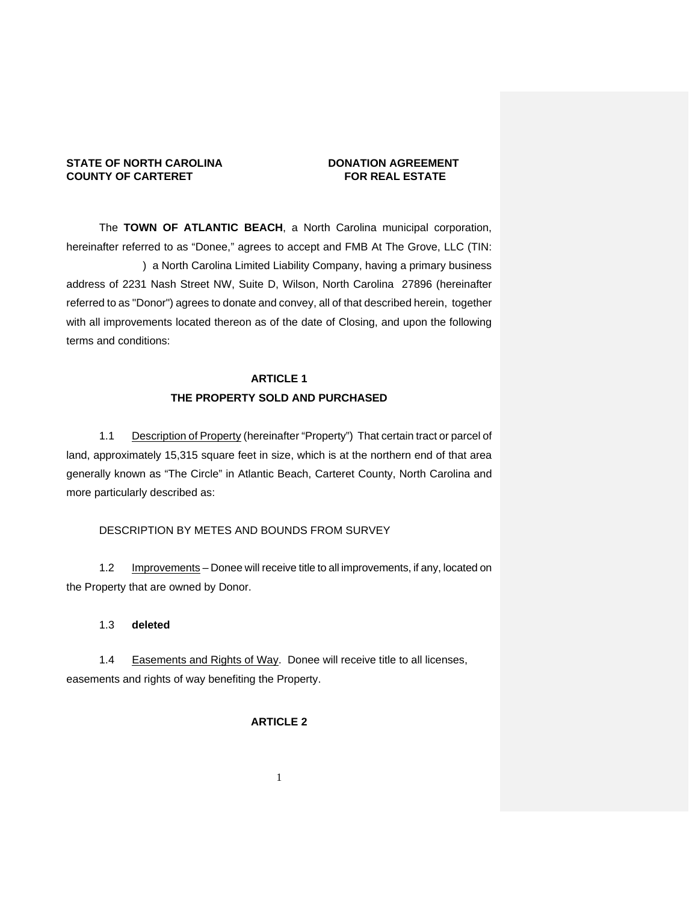**STATE OF NORTH CAROLINA** **DONATION AGREEMENT**
**COUNTY OF CARTERET** **FOR REAL ESTATE**

The **TOWN OF ATLANTIC BEACH**, a North Carolina municipal corporation, hereinafter referred to as "Donee," agrees to accept and FMB At The Grove, LLC (TIN: ) a North Carolina Limited Liability Company, having a primary business address of 2231 Nash Street NW, Suite D, Wilson, North Carolina 27896 (hereinafter referred to as "Donor") agrees to donate and convey, all of that described herein, together with all improvements located thereon as of the date of Closing, and upon the following terms and conditions:

## ARTICLE 1
## THE PROPERTY SOLD AND PURCHASED

1.1 Description of Property (hereinafter "Property") That certain tract or parcel of land, approximately 15,315 square feet in size, which is at the northern end of that area generally known as "The Circle" in Atlantic Beach, Carteret County, North Carolina and more particularly described as:

DESCRIPTION BY METES AND BOUNDS FROM SURVEY

1.2 Improvements – Donee will receive title to all improvements, if any, located on the Property that are owned by Donor.

1.3 **deleted**

1.4 Easements and Rights of Way. Donee will receive title to all licenses, easements and rights of way benefiting the Property.

## ARTICLE 2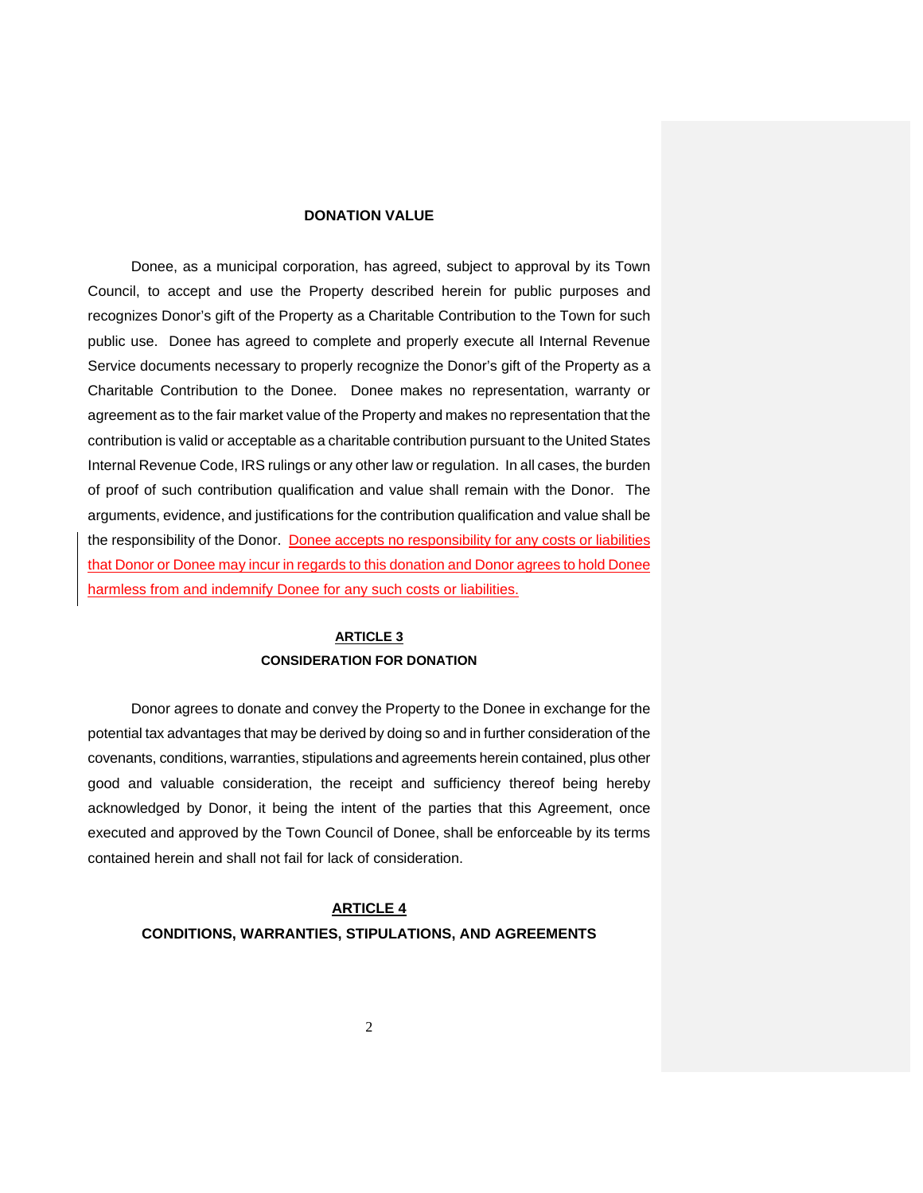**DONATION VALUE**

Donee, as a municipal corporation, has agreed, subject to approval by its Town Council, to accept and use the Property described herein for public purposes and recognizes Donor's gift of the Property as a Charitable Contribution to the Town for such public use. Donee has agreed to complete and properly execute all Internal Revenue Service documents necessary to properly recognize the Donor's gift of the Property as a Charitable Contribution to the Donee. Donee makes no representation, warranty or agreement as to the fair market value of the Property and makes no representation that the contribution is valid or acceptable as a charitable contribution pursuant to the United States Internal Revenue Code, IRS rulings or any other law or regulation. In all cases, the burden of proof of such contribution qualification and value shall remain with the Donor. The arguments, evidence, and justifications for the contribution qualification and value shall be the responsibility of the Donor. Donee accepts no responsibility for any costs or liabilities that Donor or Donee may incur in regards to this donation and Donor agrees to hold Donee harmless from and indemnify Donee for any such costs or liabilities.

## ARTICLE 3
**CONSIDERATION FOR DONATION**

Donor agrees to donate and convey the Property to the Donee in exchange for the potential tax advantages that may be derived by doing so and in further consideration of the covenants, conditions, warranties, stipulations and agreements herein contained, plus other good and valuable consideration, the receipt and sufficiency thereof being hereby acknowledged by Donor, it being the intent of the parties that this Agreement, once executed and approved by the Town Council of Donee, shall be enforceable by its terms contained herein and shall not fail for lack of consideration.

## ARTICLE 4
**CONDITIONS, WARRANTIES, STIPULATIONS, AND AGREEMENTS**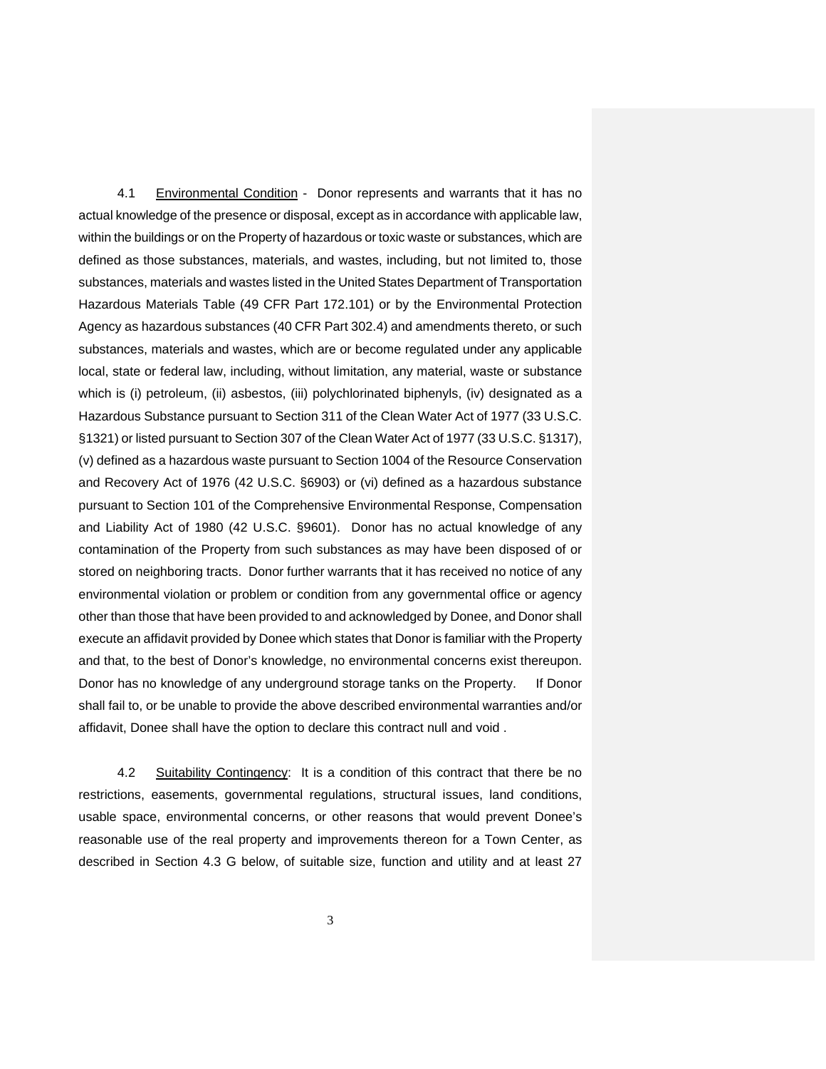4.1 Environmental Condition - Donor represents and warrants that it has no actual knowledge of the presence or disposal, except as in accordance with applicable law, within the buildings or on the Property of hazardous or toxic waste or substances, which are defined as those substances, materials, and wastes, including, but not limited to, those substances, materials and wastes listed in the United States Department of Transportation Hazardous Materials Table (49 CFR Part 172.101) or by the Environmental Protection Agency as hazardous substances (40 CFR Part 302.4) and amendments thereto, or such substances, materials and wastes, which are or become regulated under any applicable local, state or federal law, including, without limitation, any material, waste or substance which is (i) petroleum, (ii) asbestos, (iii) polychlorinated biphenyls, (iv) designated as a Hazardous Substance pursuant to Section 311 of the Clean Water Act of 1977 (33 U.S.C. §1321) or listed pursuant to Section 307 of the Clean Water Act of 1977 (33 U.S.C. §1317), (v) defined as a hazardous waste pursuant to Section 1004 of the Resource Conservation and Recovery Act of 1976 (42 U.S.C. §6903) or (vi) defined as a hazardous substance pursuant to Section 101 of the Comprehensive Environmental Response, Compensation and Liability Act of 1980 (42 U.S.C. §9601). Donor has no actual knowledge of any contamination of the Property from such substances as may have been disposed of or stored on neighboring tracts. Donor further warrants that it has received no notice of any environmental violation or problem or condition from any governmental office or agency other than those that have been provided to and acknowledged by Donee, and Donor shall execute an affidavit provided by Donee which states that Donor is familiar with the Property and that, to the best of Donor's knowledge, no environmental concerns exist thereupon. Donor has no knowledge of any underground storage tanks on the Property. If Donor shall fail to, or be unable to provide the above described environmental warranties and/or affidavit, Donee shall have the option to declare this contract null and void .

4.2 Suitability Contingency: It is a condition of this contract that there be no restrictions, easements, governmental regulations, structural issues, land conditions, usable space, environmental concerns, or other reasons that would prevent Donee's reasonable use of the real property and improvements thereon for a Town Center, as described in Section 4.3 G below, of suitable size, function and utility and at least 27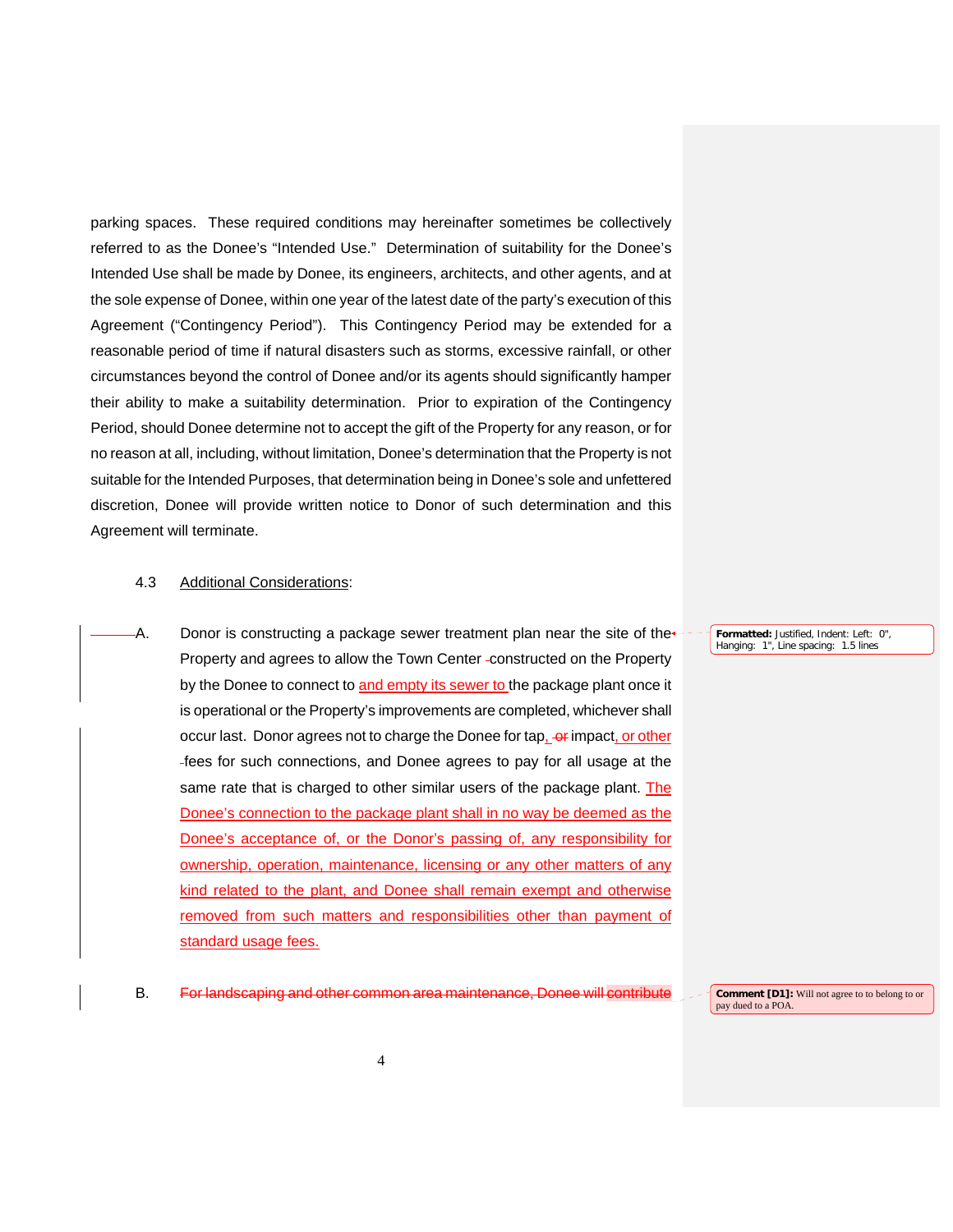parking spaces. These required conditions may hereinafter sometimes be collectively referred to as the Donee's "Intended Use." Determination of suitability for the Donee's Intended Use shall be made by Donee, its engineers, architects, and other agents, and at the sole expense of Donee, within one year of the latest date of the party's execution of this Agreement ("Contingency Period"). This Contingency Period may be extended for a reasonable period of time if natural disasters such as storms, excessive rainfall, or other circumstances beyond the control of Donee and/or its agents should significantly hamper their ability to make a suitability determination. Prior to expiration of the Contingency Period, should Donee determine not to accept the gift of the Property for any reason, or for no reason at all, including, without limitation, Donee's determination that the Property is not suitable for the Intended Purposes, that determination being in Donee's sole and unfettered discretion, Donee will provide written notice to Donor of such determination and this Agreement will terminate.

4.3 Additional Considerations:

A. Donor is constructing a package sewer treatment plan near the site of the Property and agrees to allow the Town Center constructed on the Property by the Donee to connect to and empty its sewer to the package plant once it is operational or the Property's improvements are completed, whichever shall occur last. Donor agrees not to charge the Donee for tap, ~~or~~ impact, or other fees for such connections, and Donee agrees to pay for all usage at the same rate that is charged to other similar users of the package plant. The Donee's connection to the package plant shall in no way be deemed as the Donee's acceptance of, or the Donor's passing of, any responsibility for ownership, operation, maintenance, licensing or any other matters of any kind related to the plant, and Donee shall remain exempt and otherwise removed from such matters and responsibilities other than payment of standard usage fees.

B. ~~For landscaping and other common area maintenance, Donee will contribute~~

Formatted: Justified, Indent: Left: 0", Hanging: 1", Line spacing: 1.5 lines

Comment [D1]: Will not agree to to belong to or pay dued to a POA.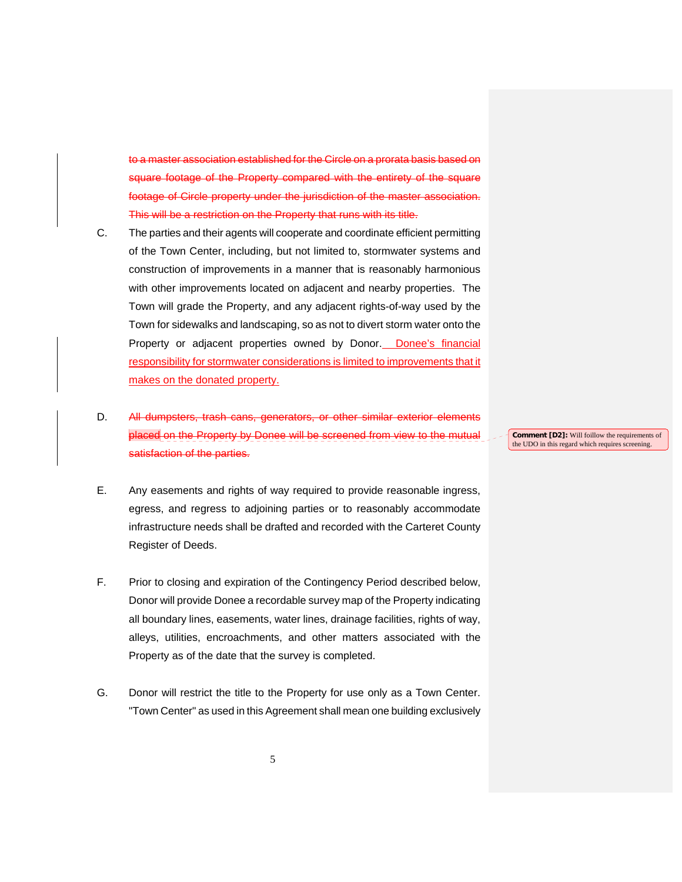~~to a master association established for the Circle on a prorata basis based on square footage of the Property compared with the entirety of the square footage of Circle property under the jurisdiction of the master association. This will be a restriction on the Property that runs with its title.~~

C. The parties and their agents will cooperate and coordinate efficient permitting of the Town Center, including, but not limited to, stormwater systems and construction of improvements in a manner that is reasonably harmonious with other improvements located on adjacent and nearby properties. The Town will grade the Property, and any adjacent rights-of-way used by the Town for sidewalks and landscaping, so as not to divert storm water onto the Property or adjacent properties owned by Donor. Donee's financial responsibility for stormwater considerations is limited to improvements that it makes on the donated property.

D. ~~All dumpsters, trash cans, generators, or other similar exterior elements placed on the Property by Donee will be screened from view to the mutual satisfaction of the parties.~~

**Comment [D2]:** Will foillow the requirements of the UDO in this regard which requires screening.

E. Any easements and rights of way required to provide reasonable ingress, egress, and regress to adjoining parties or to reasonably accommodate infrastructure needs shall be drafted and recorded with the Carteret County Register of Deeds.

F. Prior to closing and expiration of the Contingency Period described below, Donor will provide Donee a recordable survey map of the Property indicating all boundary lines, easements, water lines, drainage facilities, rights of way, alleys, utilities, encroachments, and other matters associated with the Property as of the date that the survey is completed.

G. Donor will restrict the title to the Property for use only as a Town Center. "Town Center" as used in this Agreement shall mean one building exclusively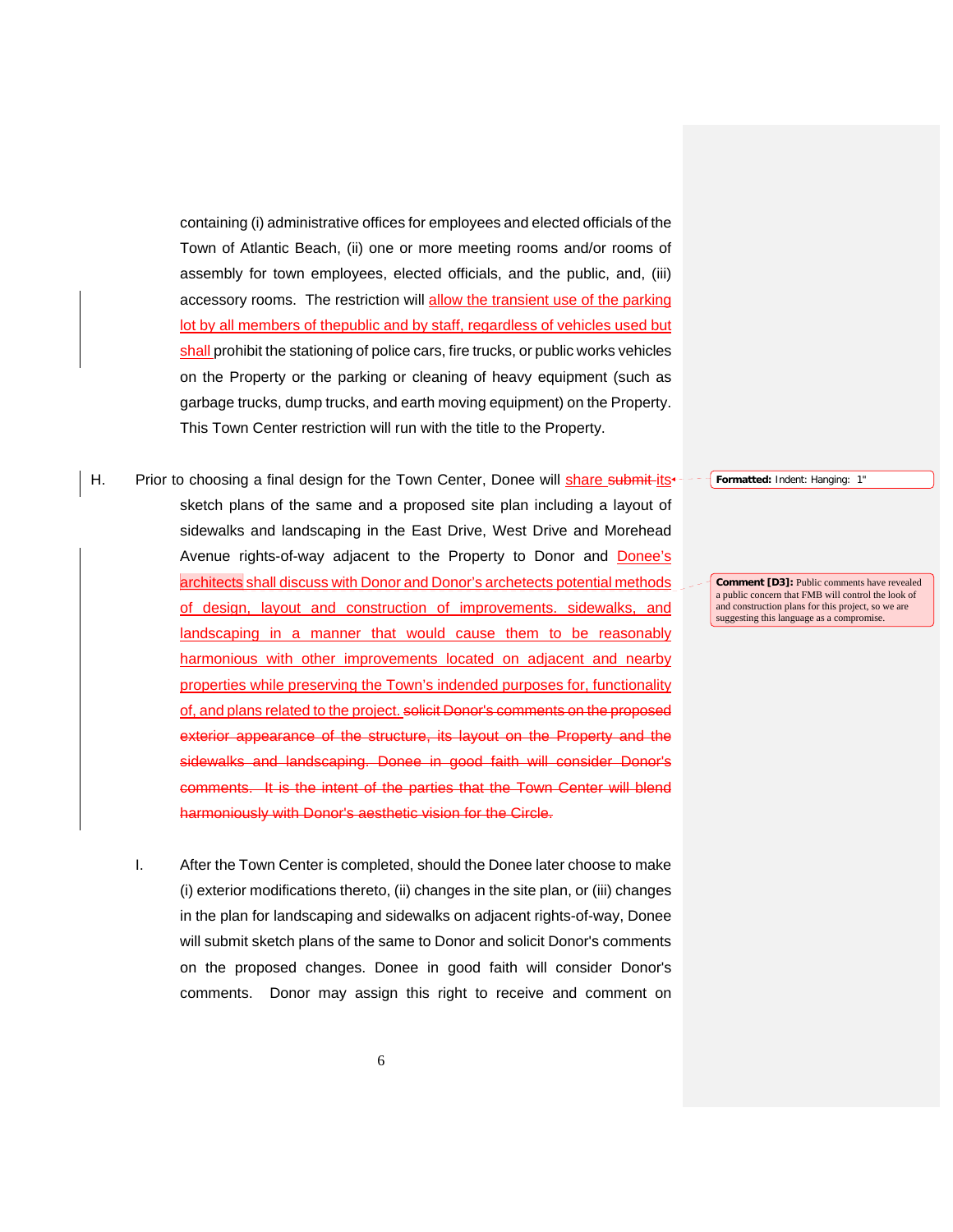containing (i) administrative offices for employees and elected officials of the Town of Atlantic Beach, (ii) one or more meeting rooms and/or rooms of assembly for town employees, elected officials, and the public, and, (iii) accessory rooms. The restriction will allow the transient use of the parking lot by all members of thepublic and by staff, regardless of vehicles used but shall prohibit the stationing of police cars, fire trucks, or public works vehicles on the Property or the parking or cleaning of heavy equipment (such as garbage trucks, dump trucks, and earth moving equipment) on the Property. This Town Center restriction will run with the title to the Property.

H. Prior to choosing a final design for the Town Center, Donee will share ~~submit its~~ sketch plans of the same and a proposed site plan including a layout of sidewalks and landscaping in the East Drive, West Drive and Morehead Avenue rights-of-way adjacent to the Property to Donor and Donee's architects shall discuss with Donor and Donor's archetects potential methods of design, layout and construction of improvements. sidewalks, and landscaping in a manner that would cause them to be reasonably harmonious with other improvements located on adjacent and nearby properties while preserving the Town's indended purposes for, functionality of, and plans related to the project. ~~solicit Donor's comments on the proposed exterior appearance of the structure, its layout on the Property and the sidewalks and landscaping. Donee in good faith will consider Donor's comments. It is the intent of the parties that the Town Center will blend harmoniously with Donor's aesthetic vision for the Circle.~~

I. After the Town Center is completed, should the Donee later choose to make (i) exterior modifications thereto, (ii) changes in the site plan, or (iii) changes in the plan for landscaping and sidewalks on adjacent rights-of-way, Donee will submit sketch plans of the same to Donor and solicit Donor's comments on the proposed changes. Donee in good faith will consider Donor's comments. Donor may assign this right to receive and comment on

**Formatted:** Indent: Hanging: 1"

**Comment [D3]:** Public comments have revealed a public concern that FMB will control the look of and construction plans for this project, so we are suggesting this language as a compromise.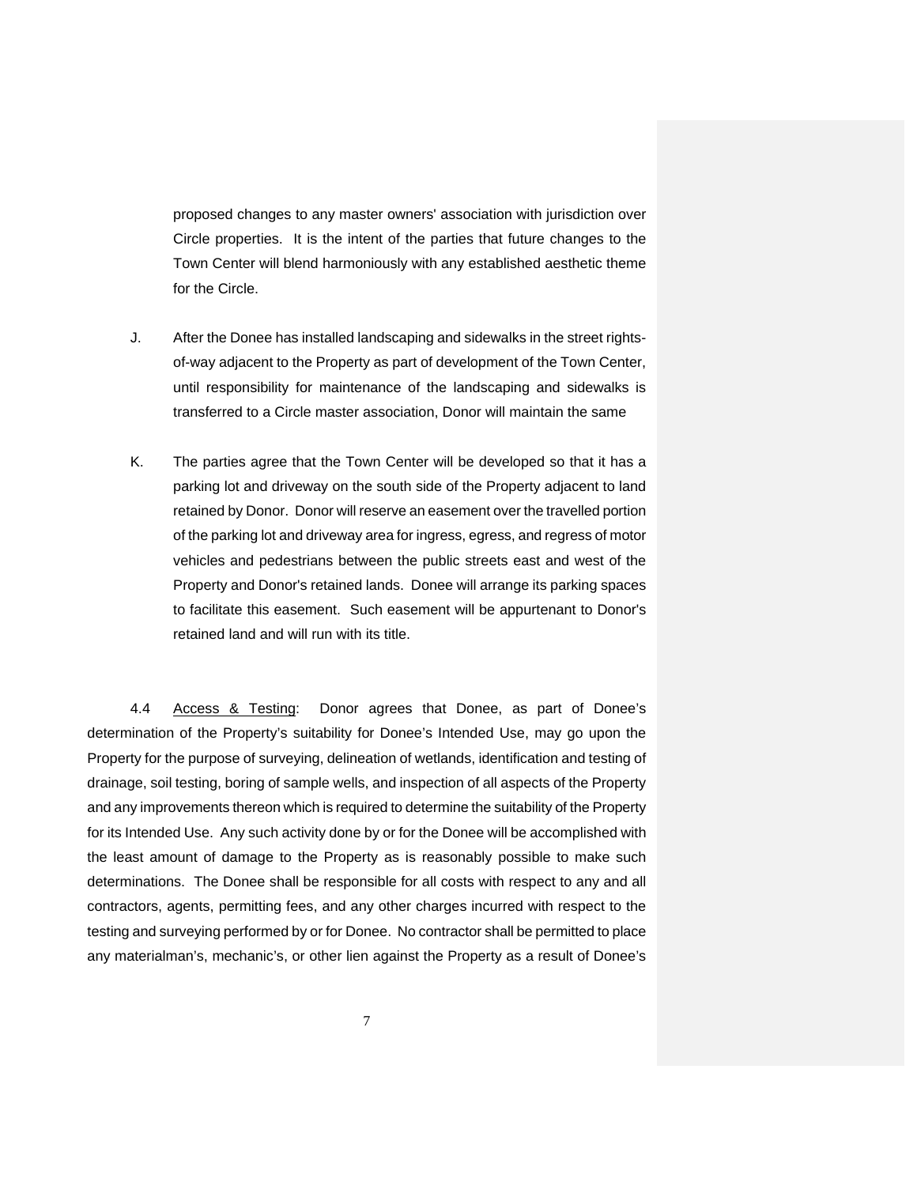proposed changes to any master owners' association with jurisdiction over Circle properties. It is the intent of the parties that future changes to the Town Center will blend harmoniously with any established aesthetic theme for the Circle.

J. After the Donee has installed landscaping and sidewalks in the street rights-of-way adjacent to the Property as part of development of the Town Center, until responsibility for maintenance of the landscaping and sidewalks is transferred to a Circle master association, Donor will maintain the same

K. The parties agree that the Town Center will be developed so that it has a parking lot and driveway on the south side of the Property adjacent to land retained by Donor. Donor will reserve an easement over the travelled portion of the parking lot and driveway area for ingress, egress, and regress of motor vehicles and pedestrians between the public streets east and west of the Property and Donor's retained lands. Donee will arrange its parking spaces to facilitate this easement. Such easement will be appurtenant to Donor's retained land and will run with its title.

4.4 <u>Access & Testing</u>: Donor agrees that Donee, as part of Donee's determination of the Property's suitability for Donee's Intended Use, may go upon the Property for the purpose of surveying, delineation of wetlands, identification and testing of drainage, soil testing, boring of sample wells, and inspection of all aspects of the Property and any improvements thereon which is required to determine the suitability of the Property for its Intended Use. Any such activity done by or for the Donee will be accomplished with the least amount of damage to the Property as is reasonably possible to make such determinations. The Donee shall be responsible for all costs with respect to any and all contractors, agents, permitting fees, and any other charges incurred with respect to the testing and surveying performed by or for Donee. No contractor shall be permitted to place any materialman's, mechanic's, or other lien against the Property as a result of Donee's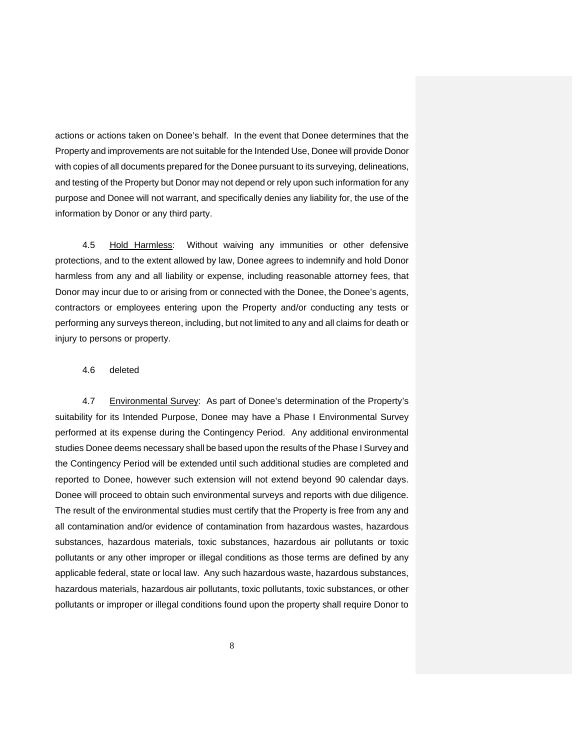actions or actions taken on Donee's behalf. In the event that Donee determines that the Property and improvements are not suitable for the Intended Use, Donee will provide Donor with copies of all documents prepared for the Donee pursuant to its surveying, delineations, and testing of the Property but Donor may not depend or rely upon such information for any purpose and Donee will not warrant, and specifically denies any liability for, the use of the information by Donor or any third party.

4.5 Hold Harmless: Without waiving any immunities or other defensive protections, and to the extent allowed by law, Donee agrees to indemnify and hold Donor harmless from any and all liability or expense, including reasonable attorney fees, that Donor may incur due to or arising from or connected with the Donee, the Donee's agents, contractors or employees entering upon the Property and/or conducting any tests or performing any surveys thereon, including, but not limited to any and all claims for death or injury to persons or property.

4.6 deleted

4.7 Environmental Survey: As part of Donee's determination of the Property's suitability for its Intended Purpose, Donee may have a Phase I Environmental Survey performed at its expense during the Contingency Period. Any additional environmental studies Donee deems necessary shall be based upon the results of the Phase I Survey and the Contingency Period will be extended until such additional studies are completed and reported to Donee, however such extension will not extend beyond 90 calendar days. Donee will proceed to obtain such environmental surveys and reports with due diligence. The result of the environmental studies must certify that the Property is free from any and all contamination and/or evidence of contamination from hazardous wastes, hazardous substances, hazardous materials, toxic substances, hazardous air pollutants or toxic pollutants or any other improper or illegal conditions as those terms are defined by any applicable federal, state or local law. Any such hazardous waste, hazardous substances, hazardous materials, hazardous air pollutants, toxic pollutants, toxic substances, or other pollutants or improper or illegal conditions found upon the property shall require Donor to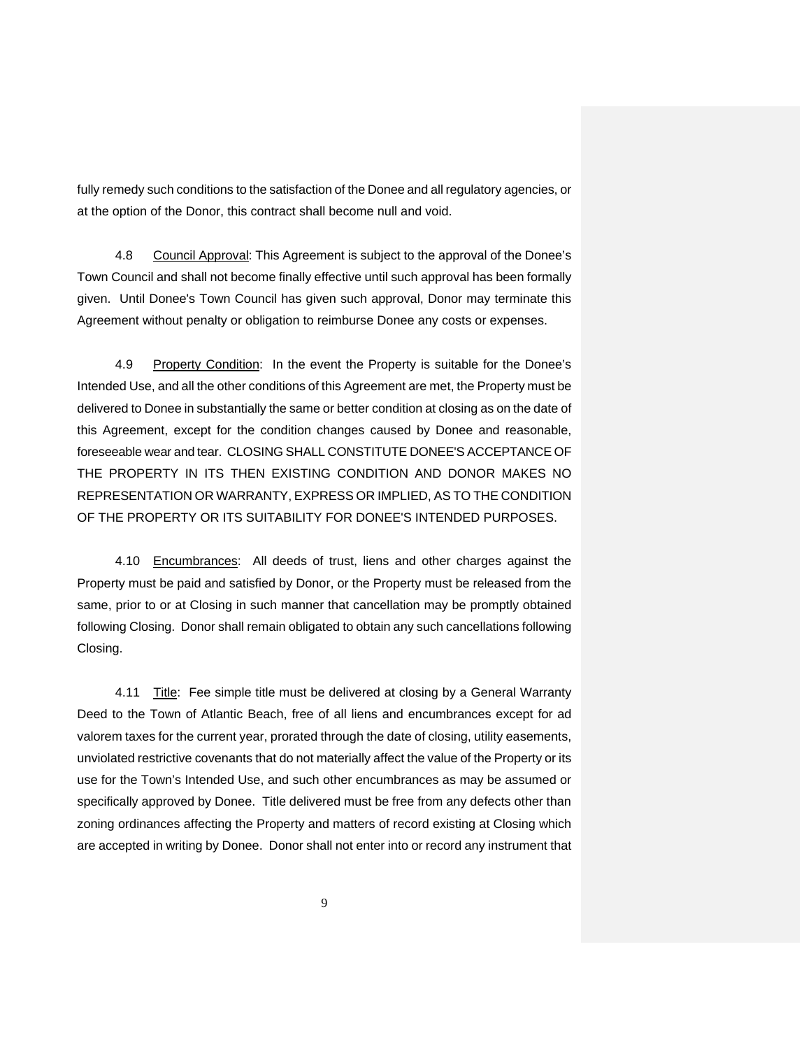fully remedy such conditions to the satisfaction of the Donee and all regulatory agencies, or at the option of the Donor, this contract shall become null and void.

4.8 Council Approval: This Agreement is subject to the approval of the Donee's Town Council and shall not become finally effective until such approval has been formally given. Until Donee's Town Council has given such approval, Donor may terminate this Agreement without penalty or obligation to reimburse Donee any costs or expenses.

4.9 Property Condition: In the event the Property is suitable for the Donee's Intended Use, and all the other conditions of this Agreement are met, the Property must be delivered to Donee in substantially the same or better condition at closing as on the date of this Agreement, except for the condition changes caused by Donee and reasonable, foreseeable wear and tear. CLOSING SHALL CONSTITUTE DONEE'S ACCEPTANCE OF THE PROPERTY IN ITS THEN EXISTING CONDITION AND DONOR MAKES NO REPRESENTATION OR WARRANTY, EXPRESS OR IMPLIED, AS TO THE CONDITION OF THE PROPERTY OR ITS SUITABILITY FOR DONEE'S INTENDED PURPOSES.

4.10 Encumbrances: All deeds of trust, liens and other charges against the Property must be paid and satisfied by Donor, or the Property must be released from the same, prior to or at Closing in such manner that cancellation may be promptly obtained following Closing. Donor shall remain obligated to obtain any such cancellations following Closing.

4.11 Title: Fee simple title must be delivered at closing by a General Warranty Deed to the Town of Atlantic Beach, free of all liens and encumbrances except for ad valorem taxes for the current year, prorated through the date of closing, utility easements, unviolated restrictive covenants that do not materially affect the value of the Property or its use for the Town's Intended Use, and such other encumbrances as may be assumed or specifically approved by Donee. Title delivered must be free from any defects other than zoning ordinances affecting the Property and matters of record existing at Closing which are accepted in writing by Donee. Donor shall not enter into or record any instrument that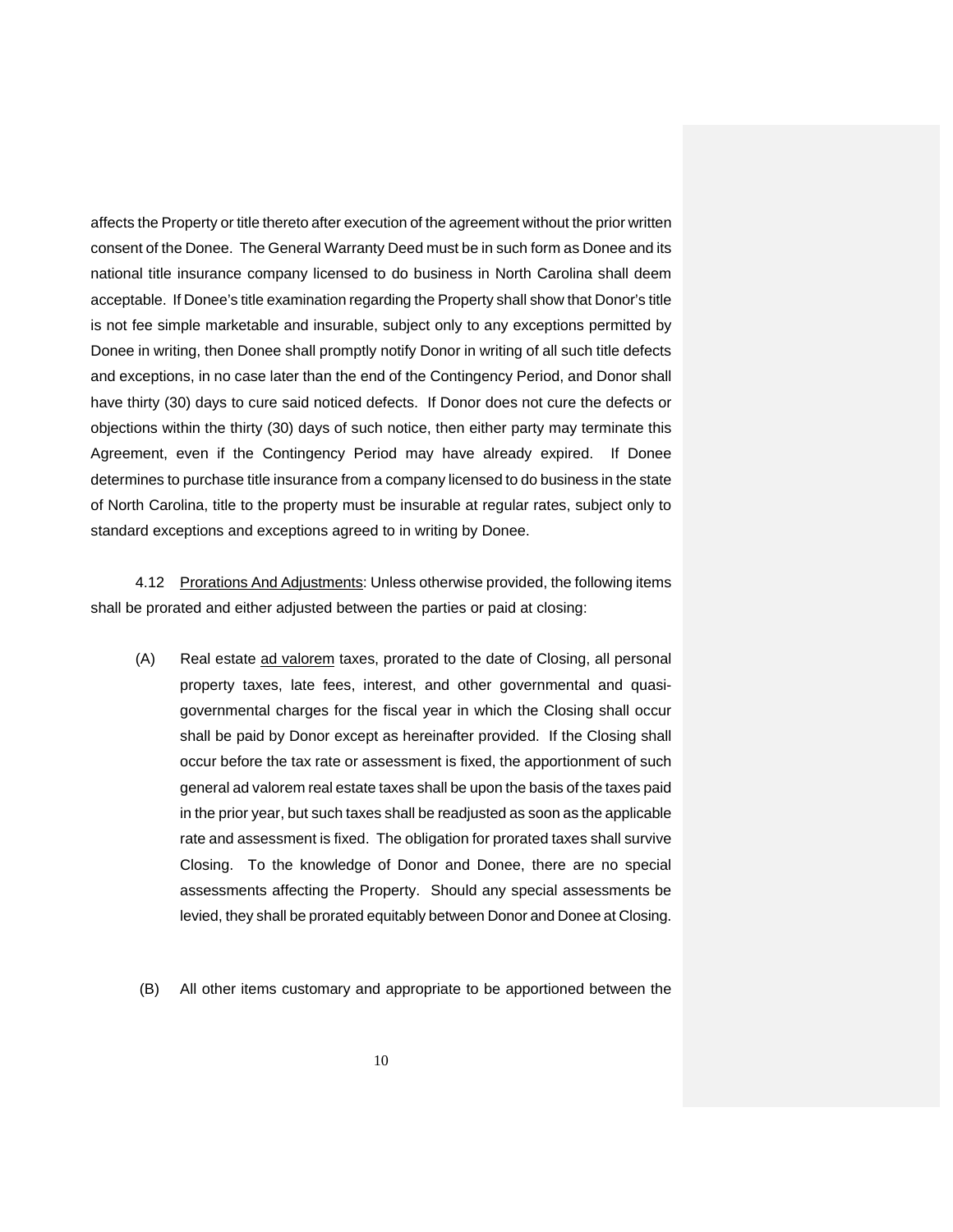affects the Property or title thereto after execution of the agreement without the prior written consent of the Donee. The General Warranty Deed must be in such form as Donee and its national title insurance company licensed to do business in North Carolina shall deem acceptable. If Donee's title examination regarding the Property shall show that Donor's title is not fee simple marketable and insurable, subject only to any exceptions permitted by Donee in writing, then Donee shall promptly notify Donor in writing of all such title defects and exceptions, in no case later than the end of the Contingency Period, and Donor shall have thirty (30) days to cure said noticed defects. If Donor does not cure the defects or objections within the thirty (30) days of such notice, then either party may terminate this Agreement, even if the Contingency Period may have already expired. If Donee determines to purchase title insurance from a company licensed to do business in the state of North Carolina, title to the property must be insurable at regular rates, subject only to standard exceptions and exceptions agreed to in writing by Donee.

4.12 Prorations And Adjustments: Unless otherwise provided, the following items shall be prorated and either adjusted between the parties or paid at closing:

(A) Real estate ad valorem taxes, prorated to the date of Closing, all personal property taxes, late fees, interest, and other governmental and quasi-governmental charges for the fiscal year in which the Closing shall occur shall be paid by Donor except as hereinafter provided. If the Closing shall occur before the tax rate or assessment is fixed, the apportionment of such general ad valorem real estate taxes shall be upon the basis of the taxes paid in the prior year, but such taxes shall be readjusted as soon as the applicable rate and assessment is fixed. The obligation for prorated taxes shall survive Closing. To the knowledge of Donor and Donee, there are no special assessments affecting the Property. Should any special assessments be levied, they shall be prorated equitably between Donor and Donee at Closing.

(B) All other items customary and appropriate to be apportioned between the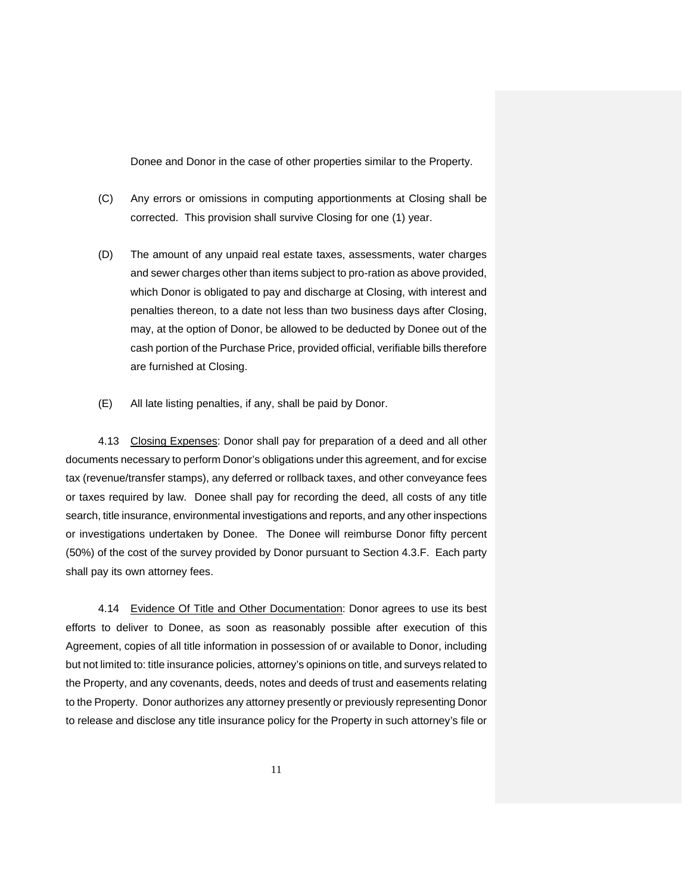Donee and Donor in the case of other properties similar to the Property.

(C) Any errors or omissions in computing apportionments at Closing shall be corrected. This provision shall survive Closing for one (1) year.

(D) The amount of any unpaid real estate taxes, assessments, water charges and sewer charges other than items subject to pro-ration as above provided, which Donor is obligated to pay and discharge at Closing, with interest and penalties thereon, to a date not less than two business days after Closing, may, at the option of Donor, be allowed to be deducted by Donee out of the cash portion of the Purchase Price, provided official, verifiable bills therefore are furnished at Closing.

(E) All late listing penalties, if any, shall be paid by Donor.

4.13 <u>Closing Expenses</u>: Donor shall pay for preparation of a deed and all other documents necessary to perform Donor's obligations under this agreement, and for excise tax (revenue/transfer stamps), any deferred or rollback taxes, and other conveyance fees or taxes required by law. Donee shall pay for recording the deed, all costs of any title search, title insurance, environmental investigations and reports, and any other inspections or investigations undertaken by Donee. The Donee will reimburse Donor fifty percent (50%) of the cost of the survey provided by Donor pursuant to Section 4.3.F. Each party shall pay its own attorney fees.

4.14 <u>Evidence Of Title and Other Documentation</u>: Donor agrees to use its best efforts to deliver to Donee, as soon as reasonably possible after execution of this Agreement, copies of all title information in possession of or available to Donor, including but not limited to: title insurance policies, attorney's opinions on title, and surveys related to the Property, and any covenants, deeds, notes and deeds of trust and easements relating to the Property. Donor authorizes any attorney presently or previously representing Donor to release and disclose any title insurance policy for the Property in such attorney's file or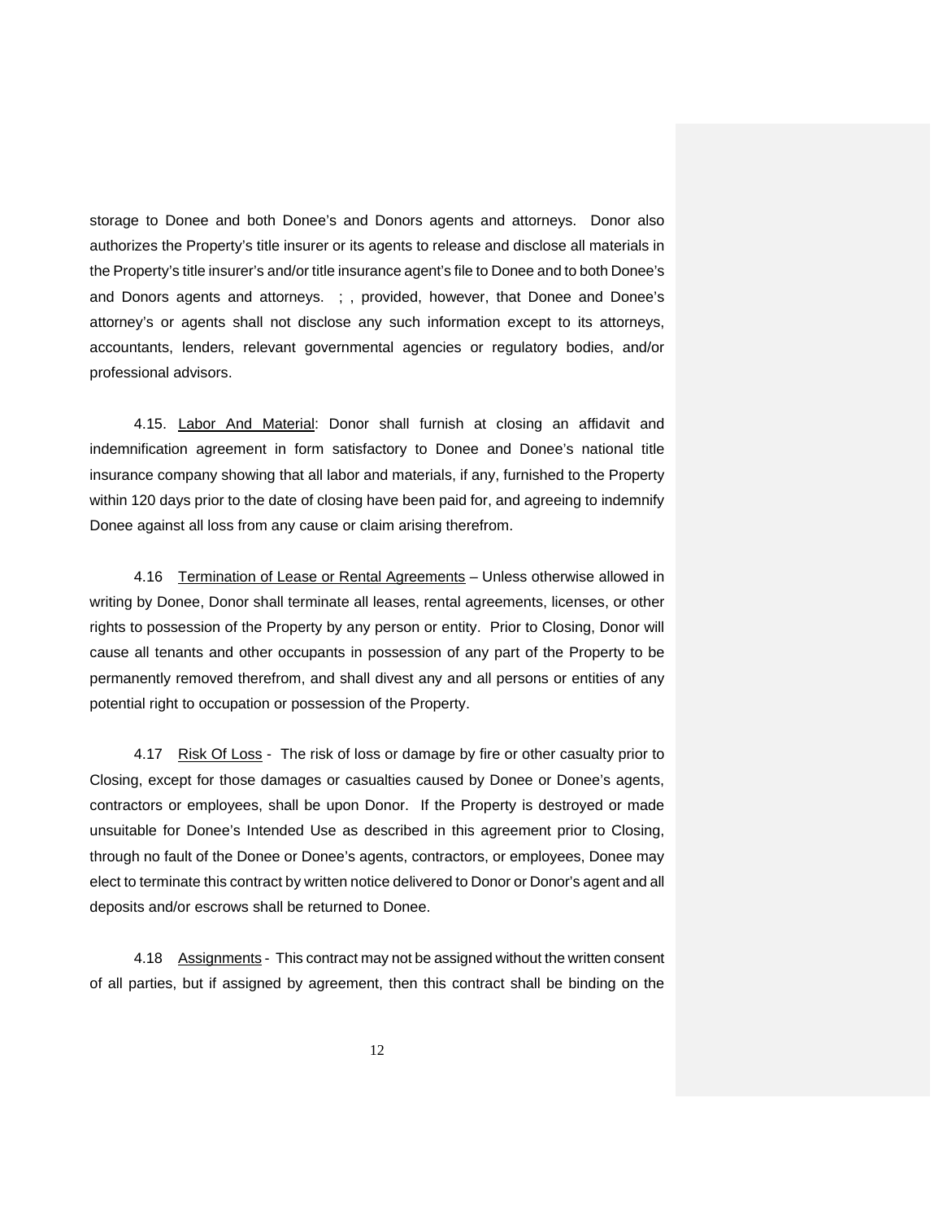storage to Donee and both Donee's and Donors agents and attorneys. Donor also authorizes the Property's title insurer or its agents to release and disclose all materials in the Property's title insurer's and/or title insurance agent's file to Donee and to both Donee's and Donors agents and attorneys. ; , provided, however, that Donee and Donee's attorney's or agents shall not disclose any such information except to its attorneys, accountants, lenders, relevant governmental agencies or regulatory bodies, and/or professional advisors.

4.15. Labor And Material: Donor shall furnish at closing an affidavit and indemnification agreement in form satisfactory to Donee and Donee's national title insurance company showing that all labor and materials, if any, furnished to the Property within 120 days prior to the date of closing have been paid for, and agreeing to indemnify Donee against all loss from any cause or claim arising therefrom.

4.16 Termination of Lease or Rental Agreements – Unless otherwise allowed in writing by Donee, Donor shall terminate all leases, rental agreements, licenses, or other rights to possession of the Property by any person or entity. Prior to Closing, Donor will cause all tenants and other occupants in possession of any part of the Property to be permanently removed therefrom, and shall divest any and all persons or entities of any potential right to occupation or possession of the Property.

4.17 Risk Of Loss - The risk of loss or damage by fire or other casualty prior to Closing, except for those damages or casualties caused by Donee or Donee's agents, contractors or employees, shall be upon Donor. If the Property is destroyed or made unsuitable for Donee's Intended Use as described in this agreement prior to Closing, through no fault of the Donee or Donee's agents, contractors, or employees, Donee may elect to terminate this contract by written notice delivered to Donor or Donor's agent and all deposits and/or escrows shall be returned to Donee.

4.18 Assignments - This contract may not be assigned without the written consent of all parties, but if assigned by agreement, then this contract shall be binding on the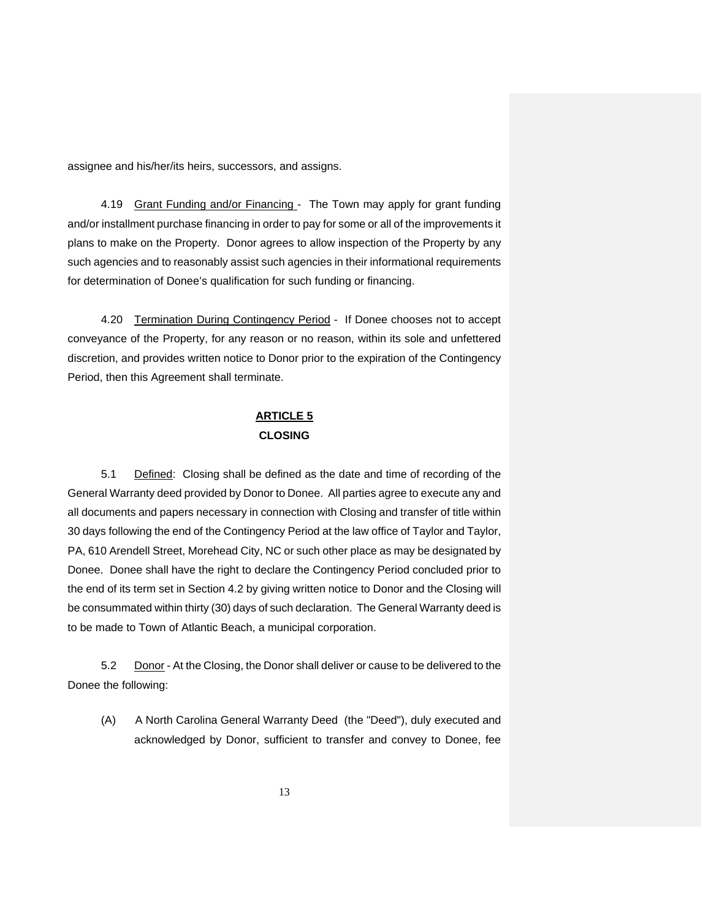assignee and his/her/its heirs, successors, and assigns.

4.19 Grant Funding and/or Financing - The Town may apply for grant funding and/or installment purchase financing in order to pay for some or all of the improvements it plans to make on the Property. Donor agrees to allow inspection of the Property by any such agencies and to reasonably assist such agencies in their informational requirements for determination of Donee's qualification for such funding or financing.

4.20 Termination During Contingency Period - If Donee chooses not to accept conveyance of the Property, for any reason or no reason, within its sole and unfettered discretion, and provides written notice to Donor prior to the expiration of the Contingency Period, then this Agreement shall terminate.

## ARTICLE 5
## CLOSING

5.1 Defined: Closing shall be defined as the date and time of recording of the General Warranty deed provided by Donor to Donee. All parties agree to execute any and all documents and papers necessary in connection with Closing and transfer of title within 30 days following the end of the Contingency Period at the law office of Taylor and Taylor, PA, 610 Arendell Street, Morehead City, NC or such other place as may be designated by Donee. Donee shall have the right to declare the Contingency Period concluded prior to the end of its term set in Section 4.2 by giving written notice to Donor and the Closing will be consummated within thirty (30) days of such declaration. The General Warranty deed is to be made to Town of Atlantic Beach, a municipal corporation.

5.2 Donor - At the Closing, the Donor shall deliver or cause to be delivered to the Donee the following:

(A) A North Carolina General Warranty Deed (the "Deed"), duly executed and acknowledged by Donor, sufficient to transfer and convey to Donee, fee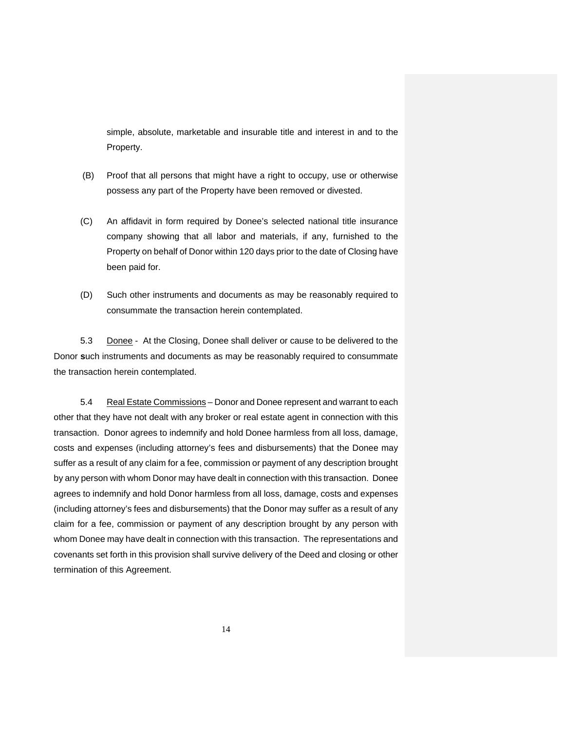simple, absolute, marketable and insurable title and interest in and to the Property.

(B) Proof that all persons that might have a right to occupy, use or otherwise possess any part of the Property have been removed or divested.

(C) An affidavit in form required by Donee's selected national title insurance company showing that all labor and materials, if any, furnished to the Property on behalf of Donor within 120 days prior to the date of Closing have been paid for.

(D) Such other instruments and documents as may be reasonably required to consummate the transaction herein contemplated.

5.3 Donee - At the Closing, Donee shall deliver or cause to be delivered to the Donor **s**uch instruments and documents as may be reasonably required to consummate the transaction herein contemplated.

5.4 Real Estate Commissions – Donor and Donee represent and warrant to each other that they have not dealt with any broker or real estate agent in connection with this transaction. Donor agrees to indemnify and hold Donee harmless from all loss, damage, costs and expenses (including attorney's fees and disbursements) that the Donee may suffer as a result of any claim for a fee, commission or payment of any description brought by any person with whom Donor may have dealt in connection with this transaction. Donee agrees to indemnify and hold Donor harmless from all loss, damage, costs and expenses (including attorney's fees and disbursements) that the Donor may suffer as a result of any claim for a fee, commission or payment of any description brought by any person with whom Donee may have dealt in connection with this transaction. The representations and covenants set forth in this provision shall survive delivery of the Deed and closing or other termination of this Agreement.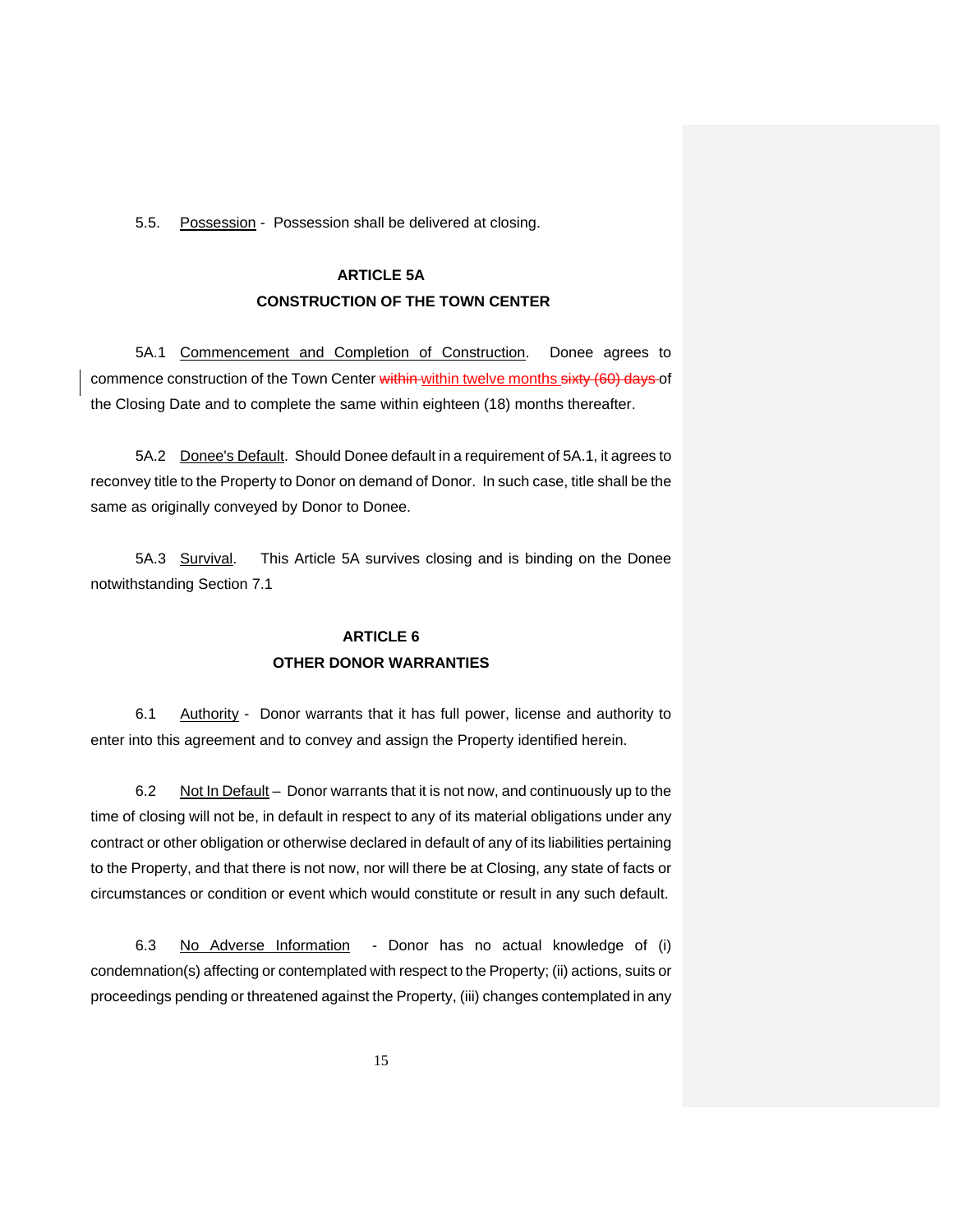5.5. Possession - Possession shall be delivered at closing.

## ARTICLE 5A
## CONSTRUCTION OF THE TOWN CENTER

5A.1 Commencement and Completion of Construction. Donee agrees to commence construction of the Town Center ~~within~~ within twelve months ~~sixty (60) days~~ of the Closing Date and to complete the same within eighteen (18) months thereafter.

5A.2 Donee's Default. Should Donee default in a requirement of 5A.1, it agrees to reconvey title to the Property to Donor on demand of Donor. In such case, title shall be the same as originally conveyed by Donor to Donee.

5A.3 Survival. This Article 5A survives closing and is binding on the Donee notwithstanding Section 7.1

## ARTICLE 6
## OTHER DONOR WARRANTIES

6.1 Authority - Donor warrants that it has full power, license and authority to enter into this agreement and to convey and assign the Property identified herein.

6.2 Not In Default – Donor warrants that it is not now, and continuously up to the time of closing will not be, in default in respect to any of its material obligations under any contract or other obligation or otherwise declared in default of any of its liabilities pertaining to the Property, and that there is not now, nor will there be at Closing, any state of facts or circumstances or condition or event which would constitute or result in any such default.

6.3 No Adverse Information - Donor has no actual knowledge of (i) condemnation(s) affecting or contemplated with respect to the Property; (ii) actions, suits or proceedings pending or threatened against the Property, (iii) changes contemplated in any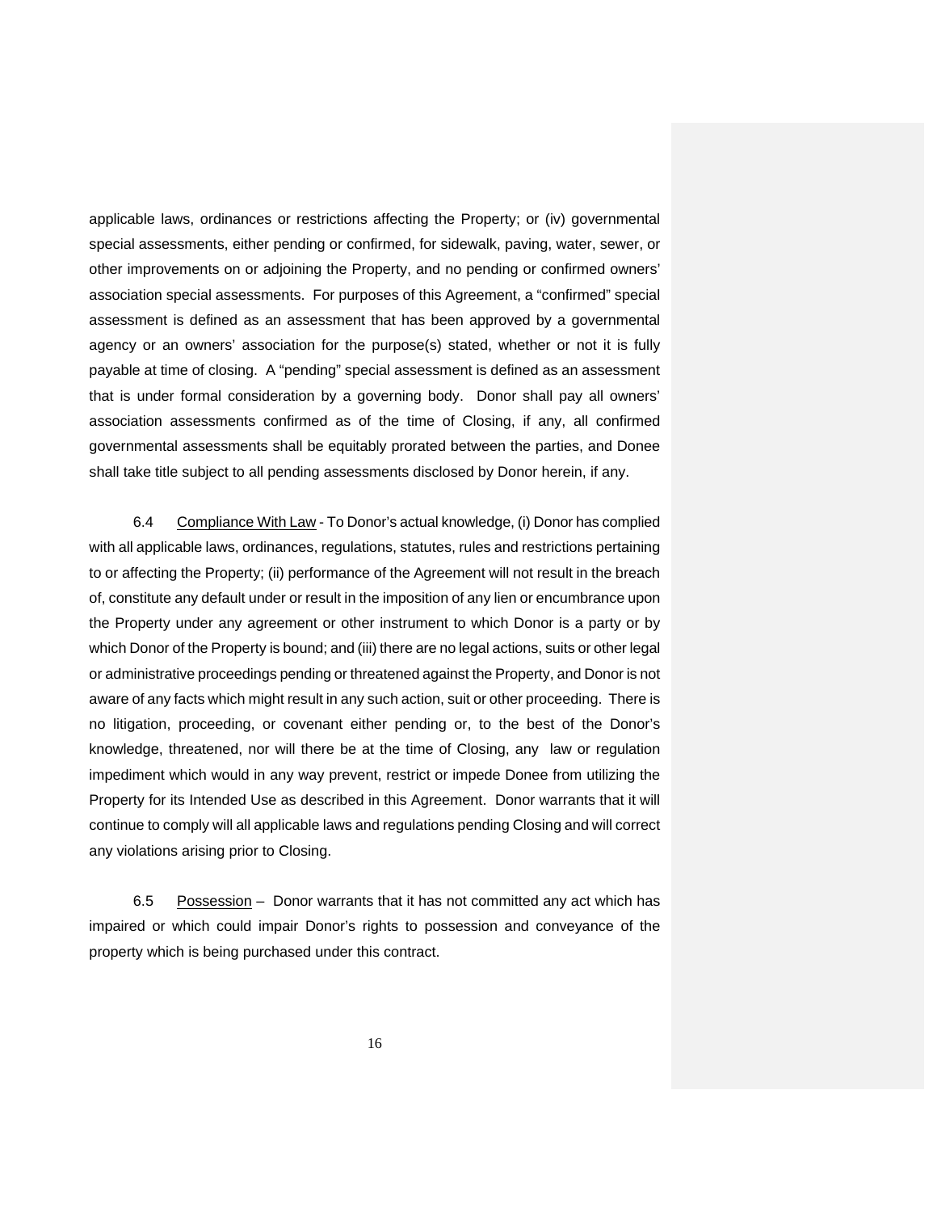applicable laws, ordinances or restrictions affecting the Property; or (iv) governmental special assessments, either pending or confirmed, for sidewalk, paving, water, sewer, or other improvements on or adjoining the Property, and no pending or confirmed owners' association special assessments. For purposes of this Agreement, a "confirmed" special assessment is defined as an assessment that has been approved by a governmental agency or an owners' association for the purpose(s) stated, whether or not it is fully payable at time of closing. A "pending" special assessment is defined as an assessment that is under formal consideration by a governing body. Donor shall pay all owners' association assessments confirmed as of the time of Closing, if any, all confirmed governmental assessments shall be equitably prorated between the parties, and Donee shall take title subject to all pending assessments disclosed by Donor herein, if any.

6.4 Compliance With Law - To Donor's actual knowledge, (i) Donor has complied with all applicable laws, ordinances, regulations, statutes, rules and restrictions pertaining to or affecting the Property; (ii) performance of the Agreement will not result in the breach of, constitute any default under or result in the imposition of any lien or encumbrance upon the Property under any agreement or other instrument to which Donor is a party or by which Donor of the Property is bound; and (iii) there are no legal actions, suits or other legal or administrative proceedings pending or threatened against the Property, and Donor is not aware of any facts which might result in any such action, suit or other proceeding. There is no litigation, proceeding, or covenant either pending or, to the best of the Donor's knowledge, threatened, nor will there be at the time of Closing, any law or regulation impediment which would in any way prevent, restrict or impede Donee from utilizing the Property for its Intended Use as described in this Agreement. Donor warrants that it will continue to comply will all applicable laws and regulations pending Closing and will correct any violations arising prior to Closing.

6.5 Possession – Donor warrants that it has not committed any act which has impaired or which could impair Donor's rights to possession and conveyance of the property which is being purchased under this contract.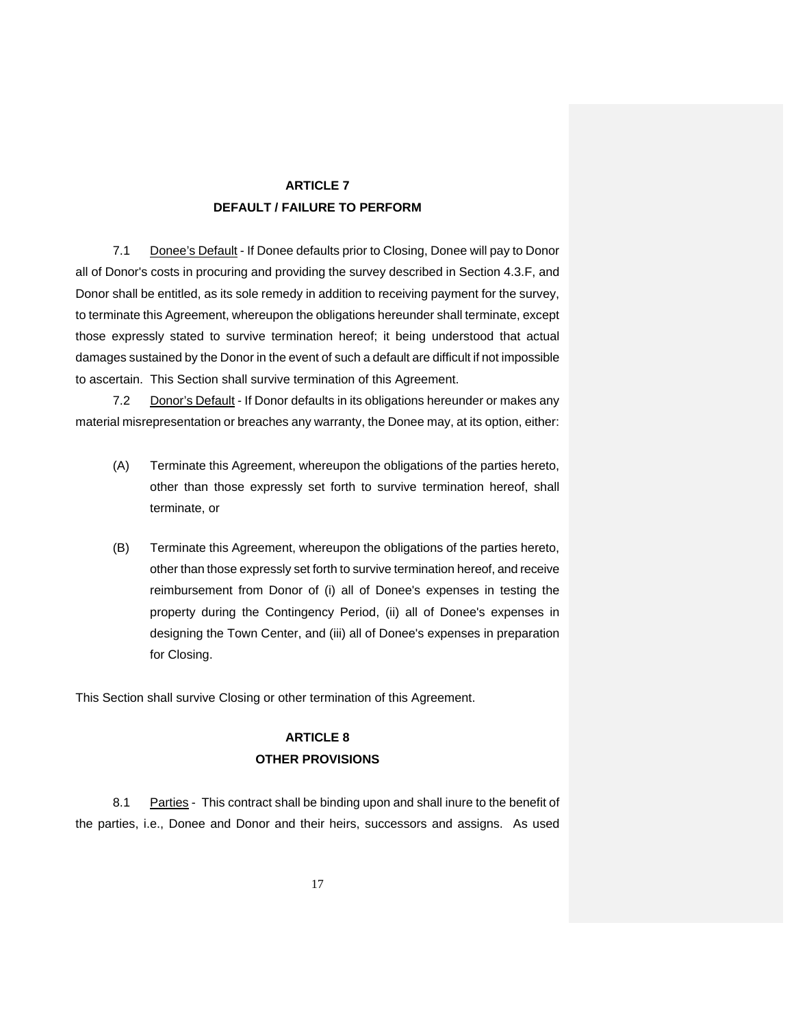## ARTICLE 7
## DEFAULT / FAILURE TO PERFORM

7.1 Donee's Default - If Donee defaults prior to Closing, Donee will pay to Donor all of Donor's costs in procuring and providing the survey described in Section 4.3.F, and Donor shall be entitled, as its sole remedy in addition to receiving payment for the survey, to terminate this Agreement, whereupon the obligations hereunder shall terminate, except those expressly stated to survive termination hereof; it being understood that actual damages sustained by the Donor in the event of such a default are difficult if not impossible to ascertain. This Section shall survive termination of this Agreement.

7.2 Donor's Default - If Donor defaults in its obligations hereunder or makes any material misrepresentation or breaches any warranty, the Donee may, at its option, either:

(A) Terminate this Agreement, whereupon the obligations of the parties hereto, other than those expressly set forth to survive termination hereof, shall terminate, or

(B) Terminate this Agreement, whereupon the obligations of the parties hereto, other than those expressly set forth to survive termination hereof, and receive reimbursement from Donor of (i) all of Donee's expenses in testing the property during the Contingency Period, (ii) all of Donee's expenses in designing the Town Center, and (iii) all of Donee's expenses in preparation for Closing.

This Section shall survive Closing or other termination of this Agreement.

## ARTICLE 8
## OTHER PROVISIONS

8.1 Parties - This contract shall be binding upon and shall inure to the benefit of the parties, i.e., Donee and Donor and their heirs, successors and assigns. As used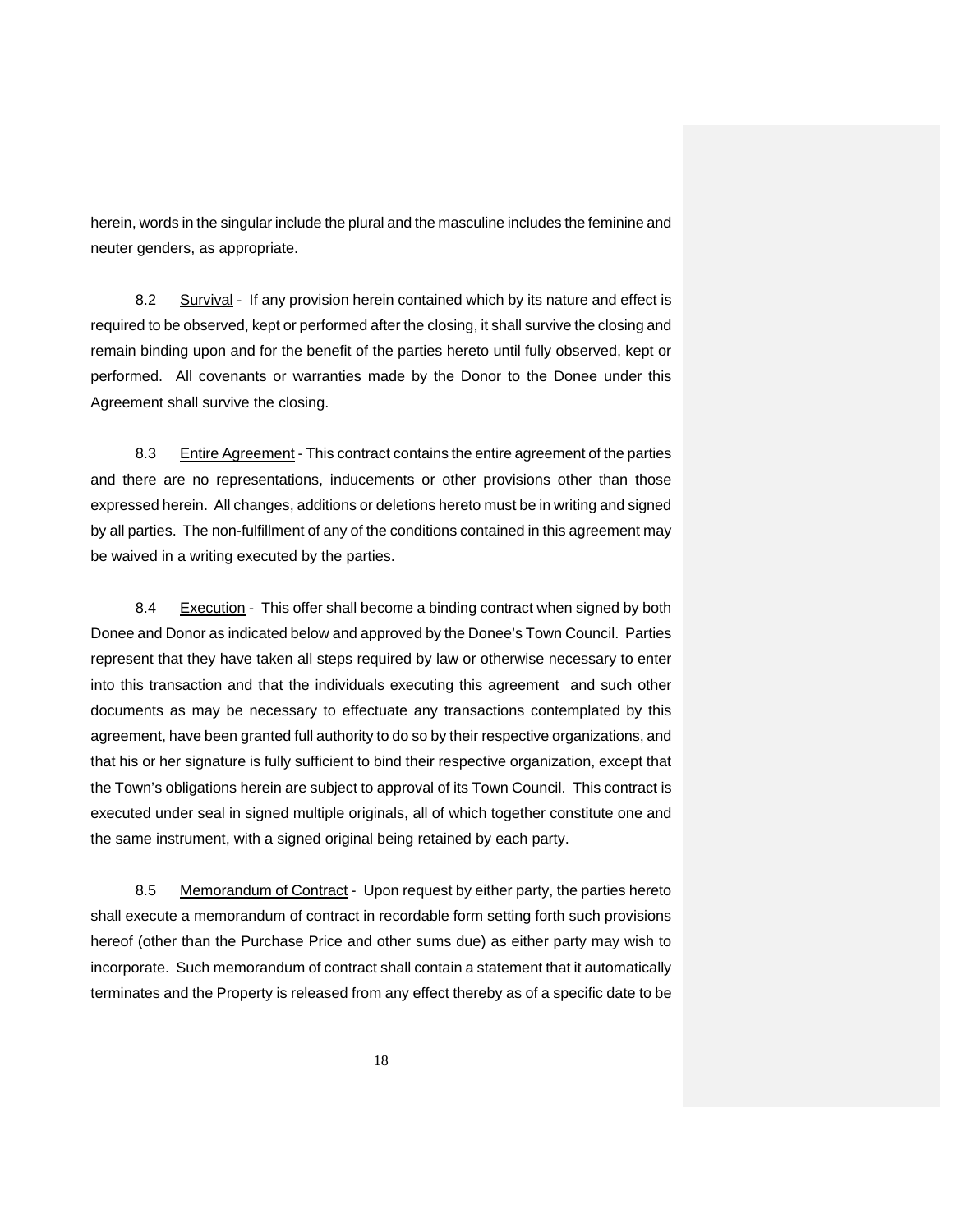herein, words in the singular include the plural and the masculine includes the feminine and neuter genders, as appropriate.

8.2 Survival - If any provision herein contained which by its nature and effect is required to be observed, kept or performed after the closing, it shall survive the closing and remain binding upon and for the benefit of the parties hereto until fully observed, kept or performed. All covenants or warranties made by the Donor to the Donee under this Agreement shall survive the closing.

8.3 Entire Agreement - This contract contains the entire agreement of the parties and there are no representations, inducements or other provisions other than those expressed herein. All changes, additions or deletions hereto must be in writing and signed by all parties. The non-fulfillment of any of the conditions contained in this agreement may be waived in a writing executed by the parties.

8.4 Execution - This offer shall become a binding contract when signed by both Donee and Donor as indicated below and approved by the Donee's Town Council. Parties represent that they have taken all steps required by law or otherwise necessary to enter into this transaction and that the individuals executing this agreement and such other documents as may be necessary to effectuate any transactions contemplated by this agreement, have been granted full authority to do so by their respective organizations, and that his or her signature is fully sufficient to bind their respective organization, except that the Town's obligations herein are subject to approval of its Town Council. This contract is executed under seal in signed multiple originals, all of which together constitute one and the same instrument, with a signed original being retained by each party.

8.5 Memorandum of Contract - Upon request by either party, the parties hereto shall execute a memorandum of contract in recordable form setting forth such provisions hereof (other than the Purchase Price and other sums due) as either party may wish to incorporate. Such memorandum of contract shall contain a statement that it automatically terminates and the Property is released from any effect thereby as of a specific date to be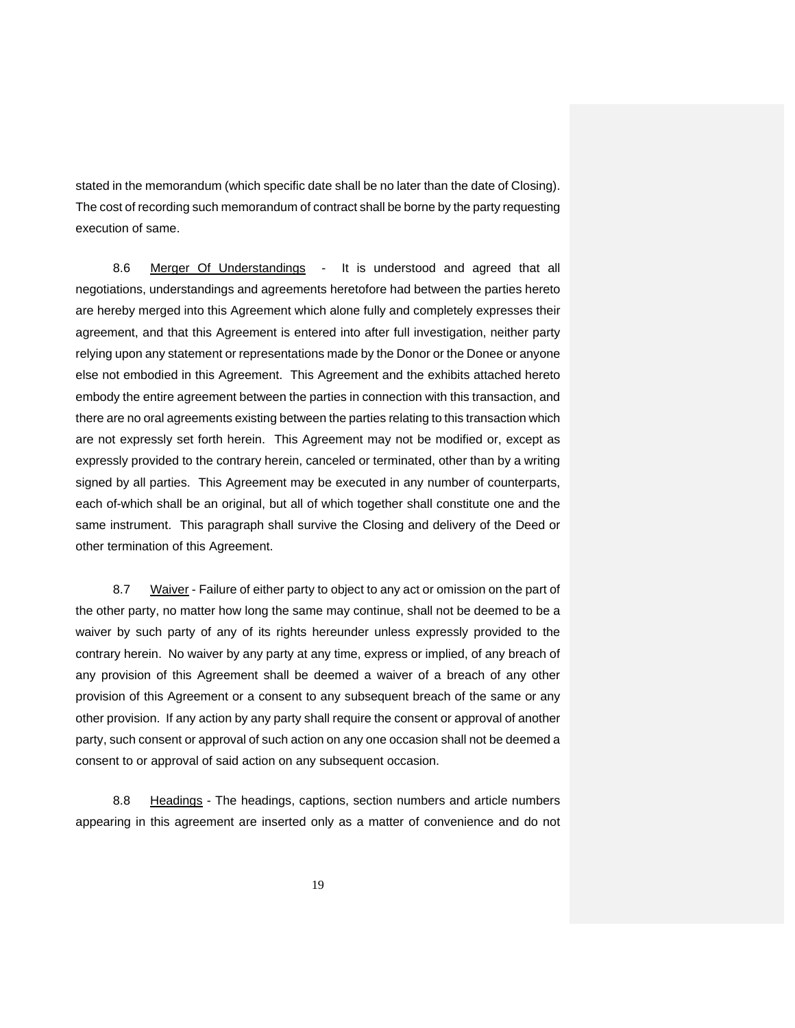stated in the memorandum (which specific date shall be no later than the date of Closing). The cost of recording such memorandum of contract shall be borne by the party requesting execution of same.

8.6 Merger Of Understandings - It is understood and agreed that all negotiations, understandings and agreements heretofore had between the parties hereto are hereby merged into this Agreement which alone fully and completely expresses their agreement, and that this Agreement is entered into after full investigation, neither party relying upon any statement or representations made by the Donor or the Donee or anyone else not embodied in this Agreement. This Agreement and the exhibits attached hereto embody the entire agreement between the parties in connection with this transaction, and there are no oral agreements existing between the parties relating to this transaction which are not expressly set forth herein. This Agreement may not be modified or, except as expressly provided to the contrary herein, canceled or terminated, other than by a writing signed by all parties. This Agreement may be executed in any number of counterparts, each of-which shall be an original, but all of which together shall constitute one and the same instrument. This paragraph shall survive the Closing and delivery of the Deed or other termination of this Agreement.

8.7 Waiver - Failure of either party to object to any act or omission on the part of the other party, no matter how long the same may continue, shall not be deemed to be a waiver by such party of any of its rights hereunder unless expressly provided to the contrary herein. No waiver by any party at any time, express or implied, of any breach of any provision of this Agreement shall be deemed a waiver of a breach of any other provision of this Agreement or a consent to any subsequent breach of the same or any other provision. If any action by any party shall require the consent or approval of another party, such consent or approval of such action on any one occasion shall not be deemed a consent to or approval of said action on any subsequent occasion.

8.8 Headings - The headings, captions, section numbers and article numbers appearing in this agreement are inserted only as a matter of convenience and do not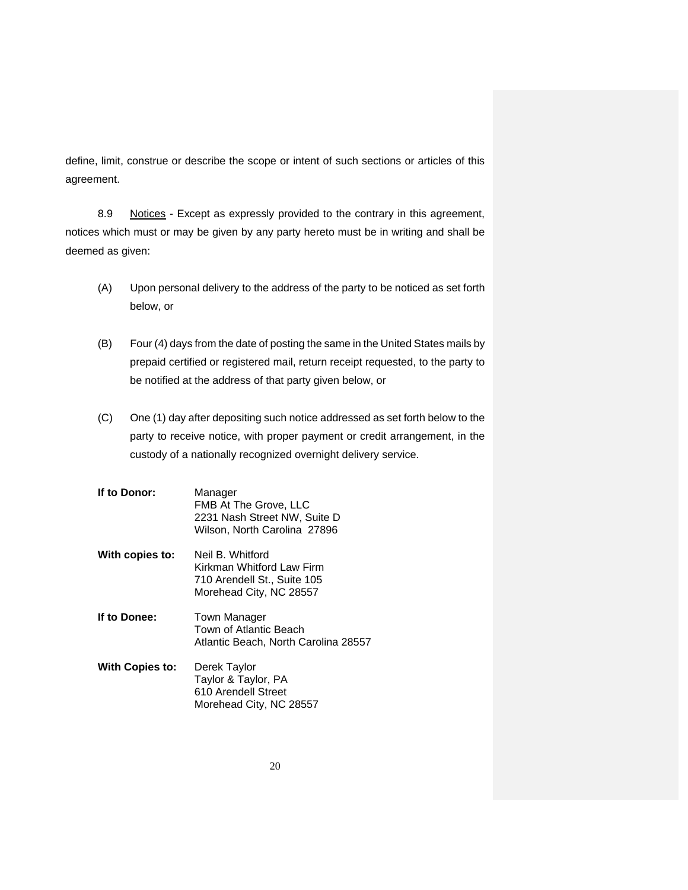define, limit, construe or describe the scope or intent of such sections or articles of this agreement.

8.9 Notices - Except as expressly provided to the contrary in this agreement, notices which must or may be given by any party hereto must be in writing and shall be deemed as given:

(A) Upon personal delivery to the address of the party to be noticed as set forth below, or

(B) Four (4) days from the date of posting the same in the United States mails by prepaid certified or registered mail, return receipt requested, to the party to be notified at the address of that party given below, or

(C) One (1) day after depositing such notice addressed as set forth below to the party to receive notice, with proper payment or credit arrangement, in the custody of a nationally recognized overnight delivery service.

**If to Donor:**
Manager
FMB At The Grove, LLC
2231 Nash Street NW, Suite D
Wilson, North Carolina 27896

**With copies to:**
Neil B. Whitford
Kirkman Whitford Law Firm
710 Arendell St., Suite 105
Morehead City, NC 28557

**If to Donee:**
Town Manager
Town of Atlantic Beach
Atlantic Beach, North Carolina 28557

**With Copies to:**
Derek Taylor
Taylor & Taylor, PA
610 Arendell Street
Morehead City, NC 28557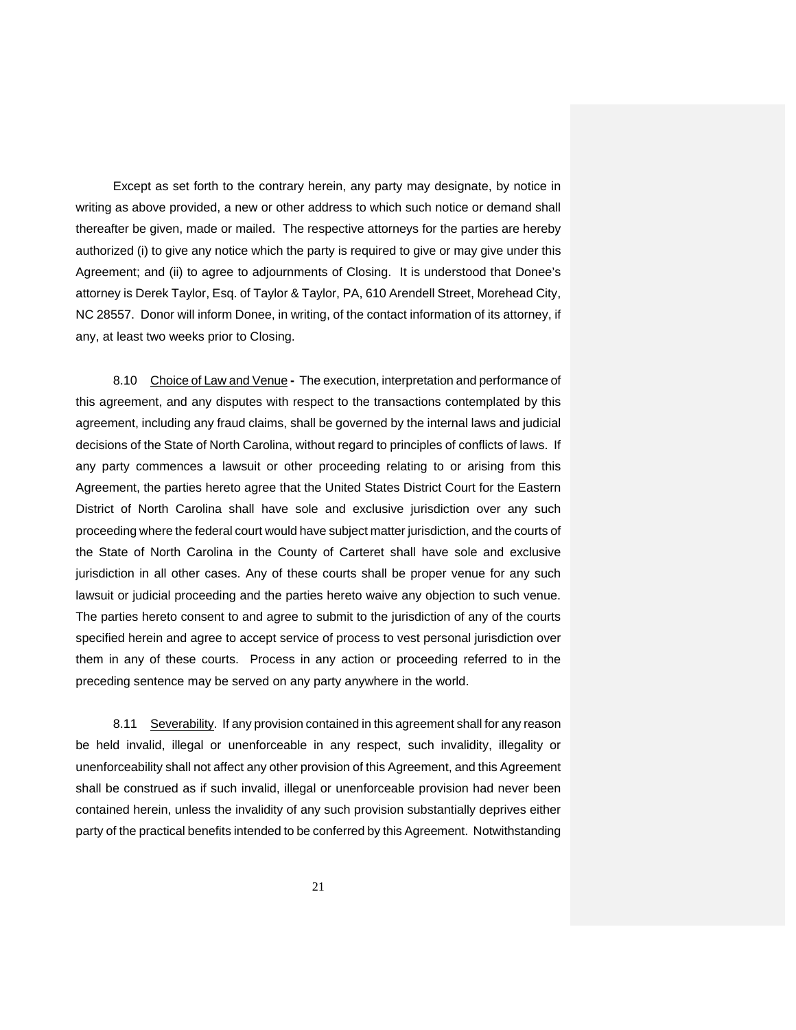Except as set forth to the contrary herein, any party may designate, by notice in writing as above provided, a new or other address to which such notice or demand shall thereafter be given, made or mailed. The respective attorneys for the parties are hereby authorized (i) to give any notice which the party is required to give or may give under this Agreement; and (ii) to agree to adjournments of Closing. It is understood that Donee's attorney is Derek Taylor, Esq. of Taylor & Taylor, PA, 610 Arendell Street, Morehead City, NC 28557. Donor will inform Donee, in writing, of the contact information of its attorney, if any, at least two weeks prior to Closing.

8.10 Choice of Law and Venue **-** The execution, interpretation and performance of this agreement, and any disputes with respect to the transactions contemplated by this agreement, including any fraud claims, shall be governed by the internal laws and judicial decisions of the State of North Carolina, without regard to principles of conflicts of laws. If any party commences a lawsuit or other proceeding relating to or arising from this Agreement, the parties hereto agree that the United States District Court for the Eastern District of North Carolina shall have sole and exclusive jurisdiction over any such proceeding where the federal court would have subject matter jurisdiction, and the courts of the State of North Carolina in the County of Carteret shall have sole and exclusive jurisdiction in all other cases. Any of these courts shall be proper venue for any such lawsuit or judicial proceeding and the parties hereto waive any objection to such venue. The parties hereto consent to and agree to submit to the jurisdiction of any of the courts specified herein and agree to accept service of process to vest personal jurisdiction over them in any of these courts. Process in any action or proceeding referred to in the preceding sentence may be served on any party anywhere in the world.

8.11 Severability. If any provision contained in this agreement shall for any reason be held invalid, illegal or unenforceable in any respect, such invalidity, illegality or unenforceability shall not affect any other provision of this Agreement, and this Agreement shall be construed as if such invalid, illegal or unenforceable provision had never been contained herein, unless the invalidity of any such provision substantially deprives either party of the practical benefits intended to be conferred by this Agreement. Notwithstanding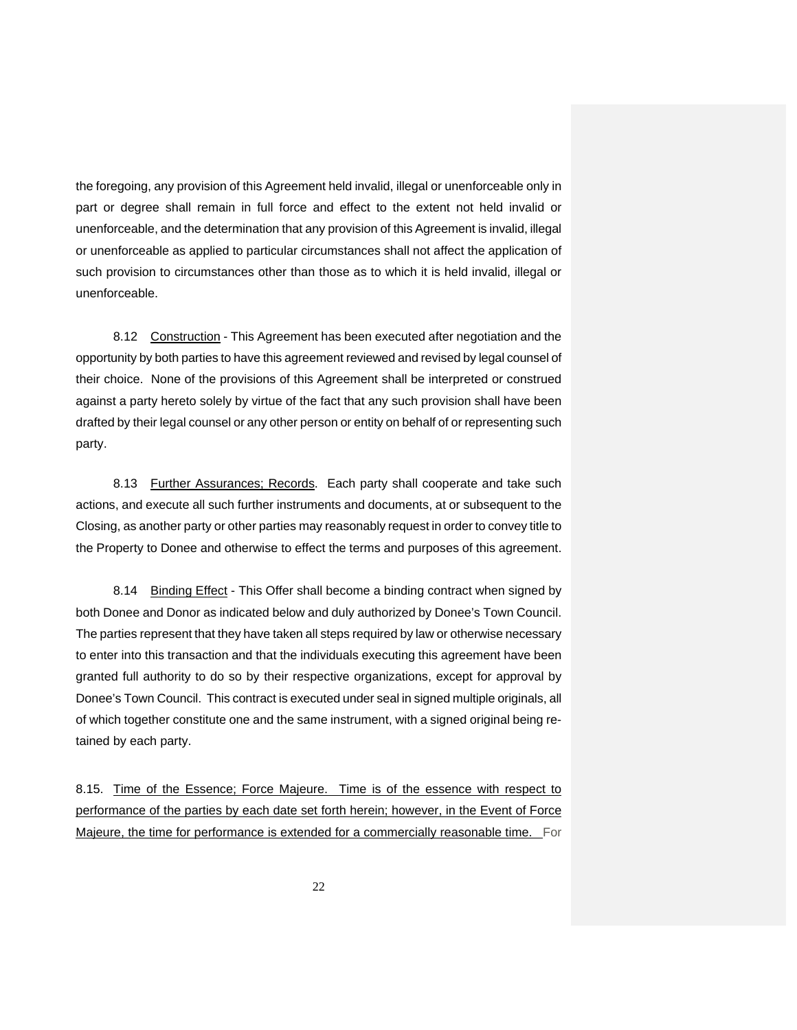the foregoing, any provision of this Agreement held invalid, illegal or unenforceable only in part or degree shall remain in full force and effect to the extent not held invalid or unenforceable, and the determination that any provision of this Agreement is invalid, illegal or unenforceable as applied to particular circumstances shall not affect the application of such provision to circumstances other than those as to which it is held invalid, illegal or unenforceable.

8.12 Construction - This Agreement has been executed after negotiation and the opportunity by both parties to have this agreement reviewed and revised by legal counsel of their choice. None of the provisions of this Agreement shall be interpreted or construed against a party hereto solely by virtue of the fact that any such provision shall have been drafted by their legal counsel or any other person or entity on behalf of or representing such party.

8.13 Further Assurances; Records. Each party shall cooperate and take such actions, and execute all such further instruments and documents, at or subsequent to the Closing, as another party or other parties may reasonably request in order to convey title to the Property to Donee and otherwise to effect the terms and purposes of this agreement.

8.14 Binding Effect - This Offer shall become a binding contract when signed by both Donee and Donor as indicated below and duly authorized by Donee's Town Council. The parties represent that they have taken all steps required by law or otherwise necessary to enter into this transaction and that the individuals executing this agreement have been granted full authority to do so by their respective organizations, except for approval by Donee's Town Council. This contract is executed under seal in signed multiple originals, all of which together constitute one and the same instrument, with a signed original being retained by each party.

8.15. Time of the Essence; Force Majeure. Time is of the essence with respect to performance of the parties by each date set forth herein; however, in the Event of Force Majeure, the time for performance is extended for a commercially reasonable time. For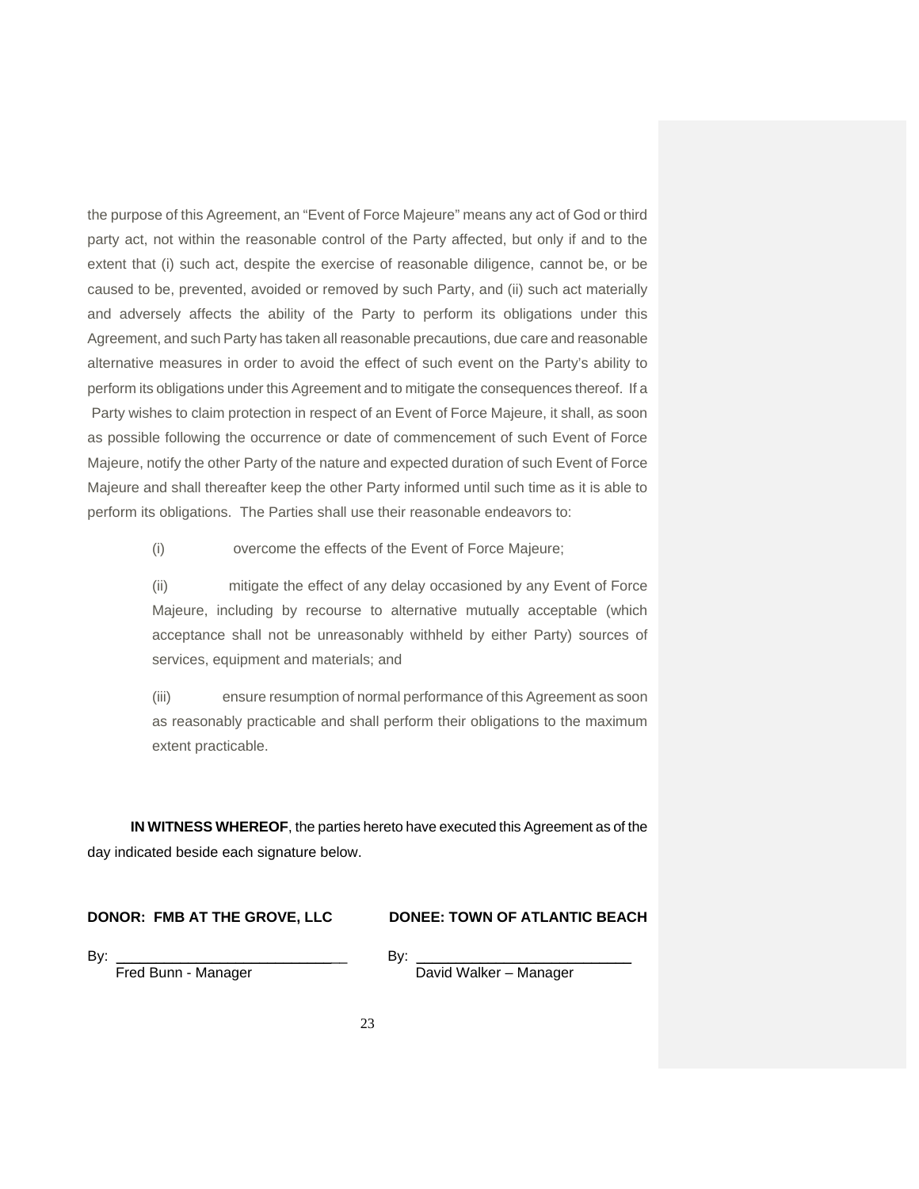the purpose of this Agreement, an "Event of Force Majeure" means any act of God or third party act, not within the reasonable control of the Party affected, but only if and to the extent that (i) such act, despite the exercise of reasonable diligence, cannot be, or be caused to be, prevented, avoided or removed by such Party, and (ii) such act materially and adversely affects the ability of the Party to perform its obligations under this Agreement, and such Party has taken all reasonable precautions, due care and reasonable alternative measures in order to avoid the effect of such event on the Party's ability to perform its obligations under this Agreement and to mitigate the consequences thereof. If a Party wishes to claim protection in respect of an Event of Force Majeure, it shall, as soon as possible following the occurrence or date of commencement of such Event of Force Majeure, notify the other Party of the nature and expected duration of such Event of Force Majeure and shall thereafter keep the other Party informed until such time as it is able to perform its obligations. The Parties shall use their reasonable endeavors to:

(i) overcome the effects of the Event of Force Majeure;

(ii) mitigate the effect of any delay occasioned by any Event of Force Majeure, including by recourse to alternative mutually acceptable (which acceptance shall not be unreasonably withheld by either Party) sources of services, equipment and materials; and

(iii) ensure resumption of normal performance of this Agreement as soon as reasonably practicable and shall perform their obligations to the maximum extent practicable.

**IN WITNESS WHEREOF**, the parties hereto have executed this Agreement as of the day indicated beside each signature below.

**DONOR: FMB AT THE GROVE, LLC**

By: ______________________________
Fred Bunn - Manager

**DONEE: TOWN OF ATLANTIC BEACH**

By: ______________________________
David Walker – Manager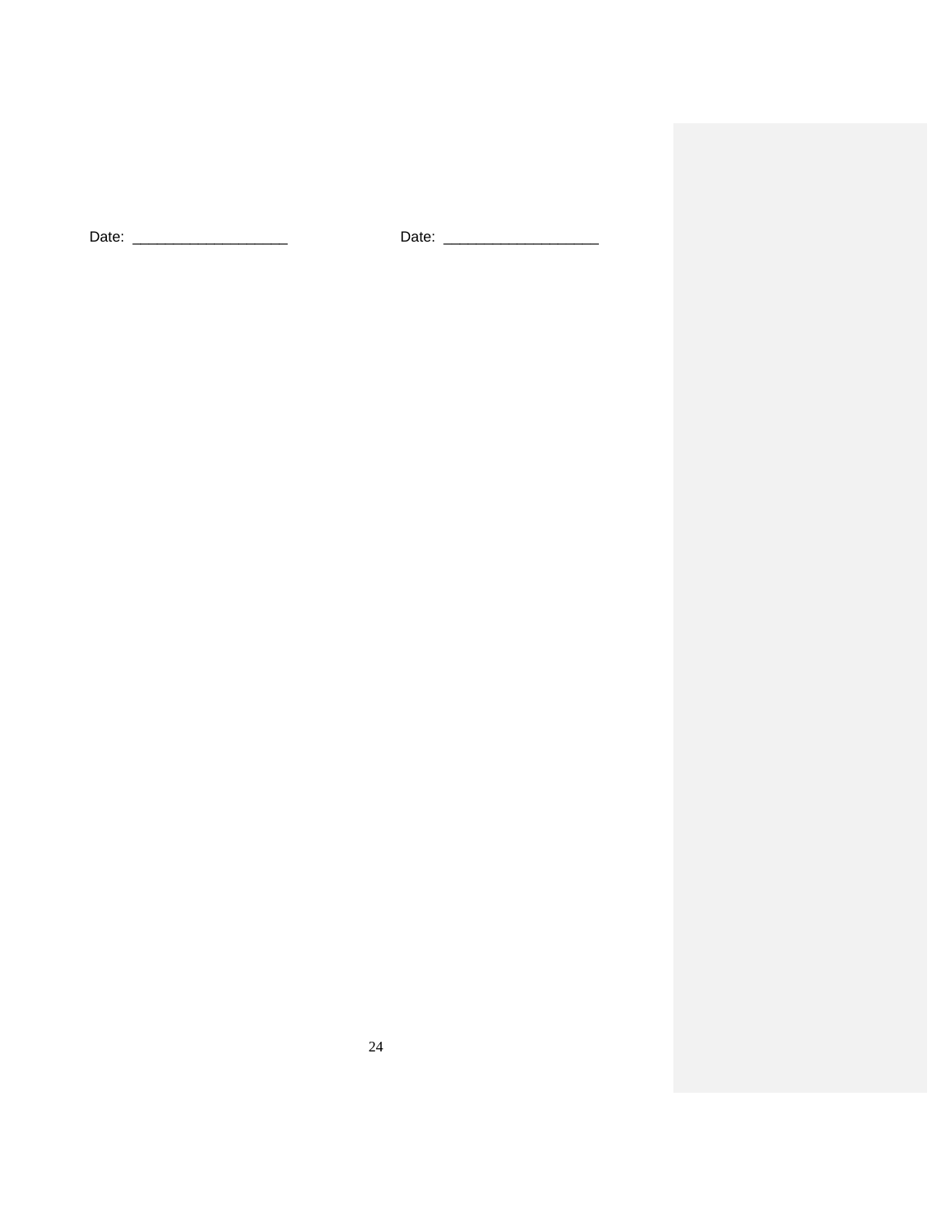Date: ___________________ Date: ___________________